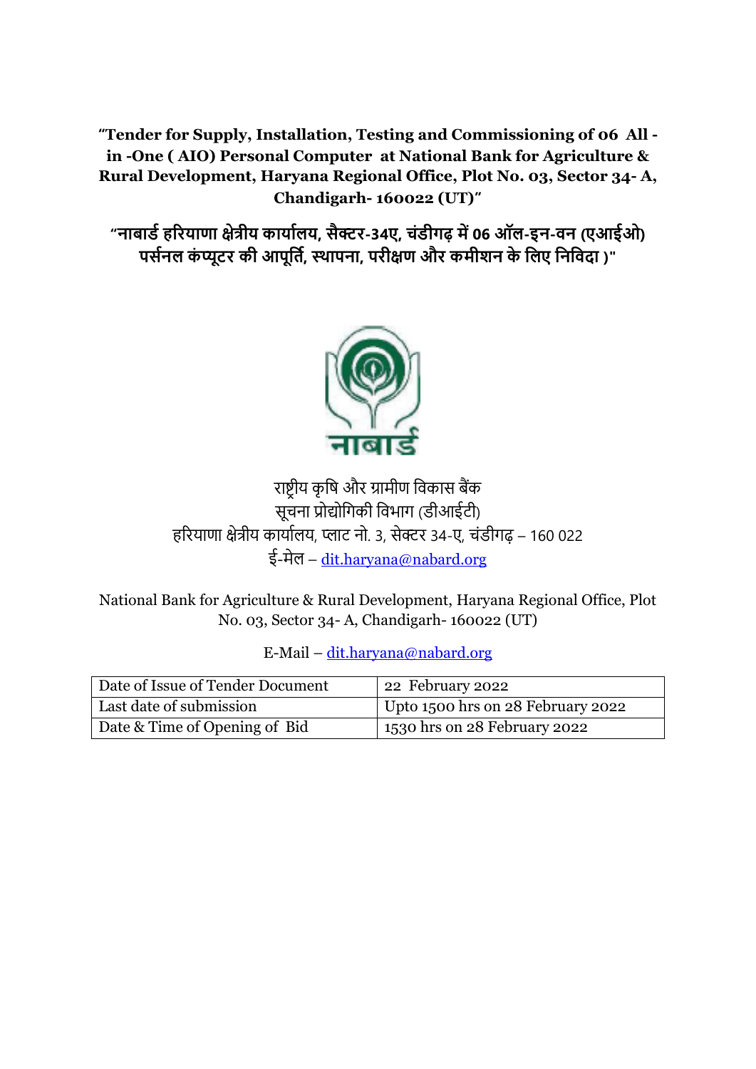**"Tender for Supply, Installation, Testing and Commissioning of 06 All -in -One ( AIO) Personal Computer at National Bank for Agriculture & Rural Development, Haryana Regional Office, Plot No. 03, Sector 34- A, Chandigarh- 160022 (UT)"**

**"नाबार्ड हरियाणा क्षेत्रीय कार्यालय, सैक्टर-34ए, चंडीगढ़ में 06 ऑल-इन-वन (एआईओ) पर्सनल कंप्यूटर की आपूर्ति, स्थापना, परीक्षण और कमीशन के लिए निविदा )"**

नाबार्ड

राष्ट्रीय कृषि और ग्रामीण विकास बैंक
सूचना प्रोद्योगिकी विभाग (डीआईटी)
हरियाणा क्षेत्रीय कार्यालय, प्लाट नो. 3, सेक्टर 34-ए, चंडीगढ़ – 160 022
ई-मेल – dit.haryana@nabard.org

National Bank for Agriculture & Rural Development, Haryana Regional Office, Plot No. 03, Sector 34- A, Chandigarh- 160022 (UT)

E-Mail – dit.haryana@nabard.org

| Date of Issue of Tender Document | 22 February 2022 |
| --- | --- |
| Last date of submission | Upto 1500 hrs on 28 February 2022 |
| Date & Time of Opening of Bid | 1530 hrs on 28 February 2022 |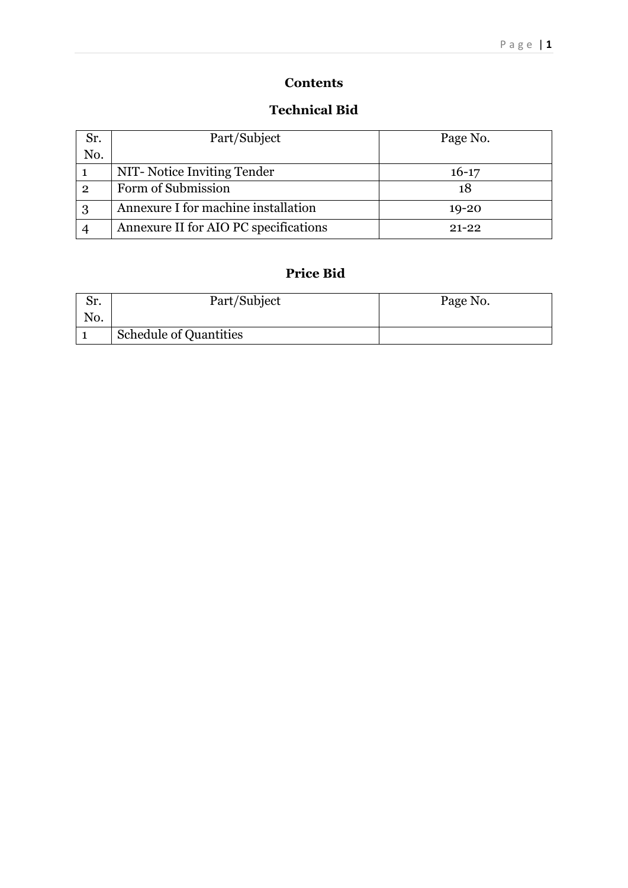# Contents

## Technical Bid

| Sr. No. | Part/Subject | Page No. |
|---|---|---|
| 1 | NIT- Notice Inviting Tender | 16-17 |
| 2 | Form of Submission | 18 |
| 3 | Annexure I for machine installation | 19-20 |
| 4 | Annexure II for AIO PC specifications | 21-22 |

## Price Bid

| Sr. No. | Part/Subject | Page No. |
|---|---|---|
| 1 | Schedule of Quantities | |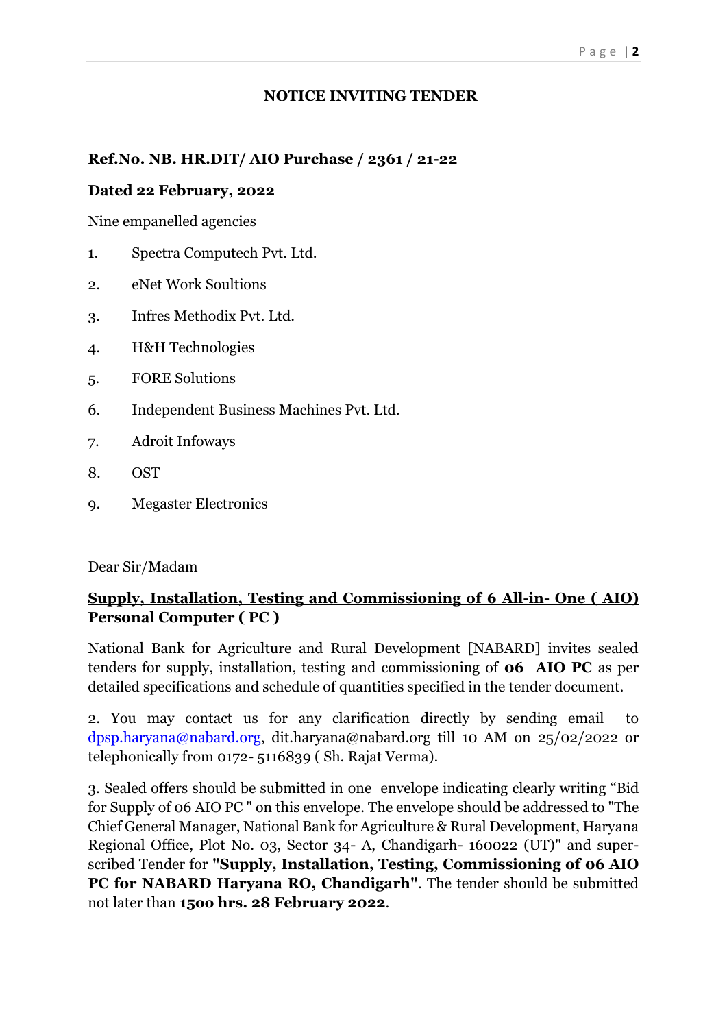## NOTICE INVITING TENDER

**Ref.No. NB. HR.DIT/ AIO Purchase / 2361 / 21-22**

**Dated 22 February, 2022**

Nine empanelled agencies

1. Spectra Computech Pvt. Ltd.
2. eNet Work Soultions
3. Infres Methodix Pvt. Ltd.
4. H&H Technologies
5. FORE Solutions
6. Independent Business Machines Pvt. Ltd.
7. Adroit Infoways
8. OST
9. Megaster Electronics

Dear Sir/Madam

**Supply, Installation, Testing and Commissioning of 6 All-in- One ( AIO) Personal Computer ( PC )**

National Bank for Agriculture and Rural Development [NABARD] invites sealed tenders for supply, installation, testing and commissioning of **06 AIO PC** as per detailed specifications and schedule of quantities specified in the tender document.

2. You may contact us for any clarification directly by sending email to dpsp.haryana@nabard.org, dit.haryana@nabard.org till 10 AM on 25/02/2022 or telephonically from 0172- 5116839 ( Sh. Rajat Verma).

3. Sealed offers should be submitted in one envelope indicating clearly writing "Bid for Supply of 06 AIO PC " on this envelope. The envelope should be addressed to "The Chief General Manager, National Bank for Agriculture & Rural Development, Haryana Regional Office, Plot No. 03, Sector 34- A, Chandigarh- 160022 (UT)" and super-scribed Tender for **"Supply, Installation, Testing, Commissioning of 06 AIO PC for NABARD Haryana RO, Chandigarh"**. The tender should be submitted not later than **1500 hrs. 28 February 2022**.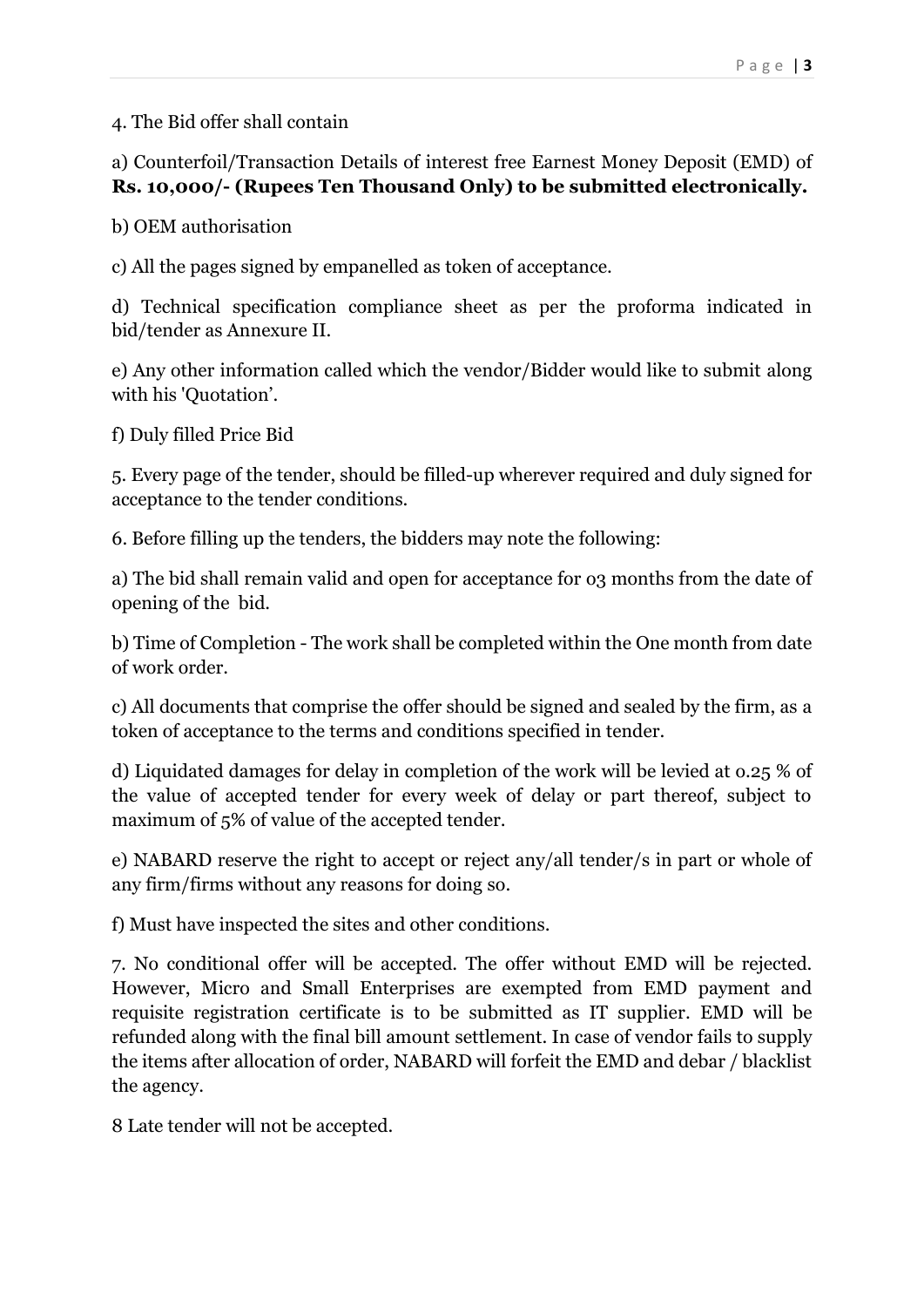4. The Bid offer shall contain

a) Counterfoil/Transaction Details of interest free Earnest Money Deposit (EMD) of **Rs. 10,000/- (Rupees Ten Thousand Only) to be submitted electronically.**

b) OEM authorisation

c) All the pages signed by empanelled as token of acceptance.

d) Technical specification compliance sheet as per the proforma indicated in bid/tender as Annexure II.

e) Any other information called which the vendor/Bidder would like to submit along with his 'Quotation'.

f) Duly filled Price Bid

5. Every page of the tender, should be filled-up wherever required and duly signed for acceptance to the tender conditions.

6. Before filling up the tenders, the bidders may note the following:

a) The bid shall remain valid and open for acceptance for 03 months from the date of opening of the bid.

b) Time of Completion - The work shall be completed within the One month from date of work order.

c) All documents that comprise the offer should be signed and sealed by the firm, as a token of acceptance to the terms and conditions specified in tender.

d) Liquidated damages for delay in completion of the work will be levied at 0.25 % of the value of accepted tender for every week of delay or part thereof, subject to maximum of 5% of value of the accepted tender.

e) NABARD reserve the right to accept or reject any/all tender/s in part or whole of any firm/firms without any reasons for doing so.

f) Must have inspected the sites and other conditions.

7. No conditional offer will be accepted. The offer without EMD will be rejected. However, Micro and Small Enterprises are exempted from EMD payment and requisite registration certificate is to be submitted as IT supplier. EMD will be refunded along with the final bill amount settlement. In case of vendor fails to supply the items after allocation of order, NABARD will forfeit the EMD and debar / blacklist the agency.

8 Late tender will not be accepted.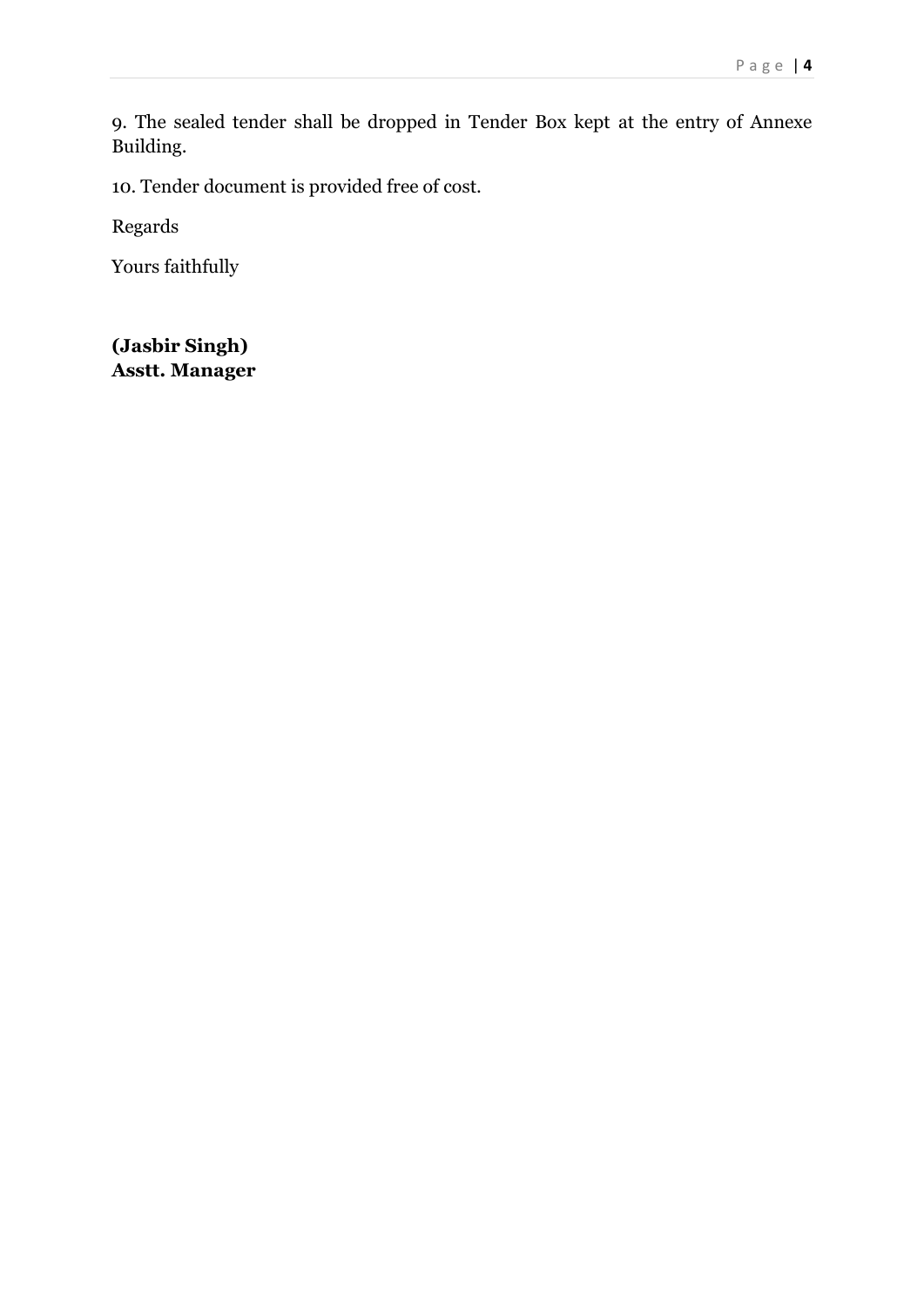9. The sealed tender shall be dropped in Tender Box kept at the entry of Annexe Building.

10. Tender document is provided free of cost.

Regards

Yours faithfully

**(Jasbir Singh)**
**Asstt. Manager**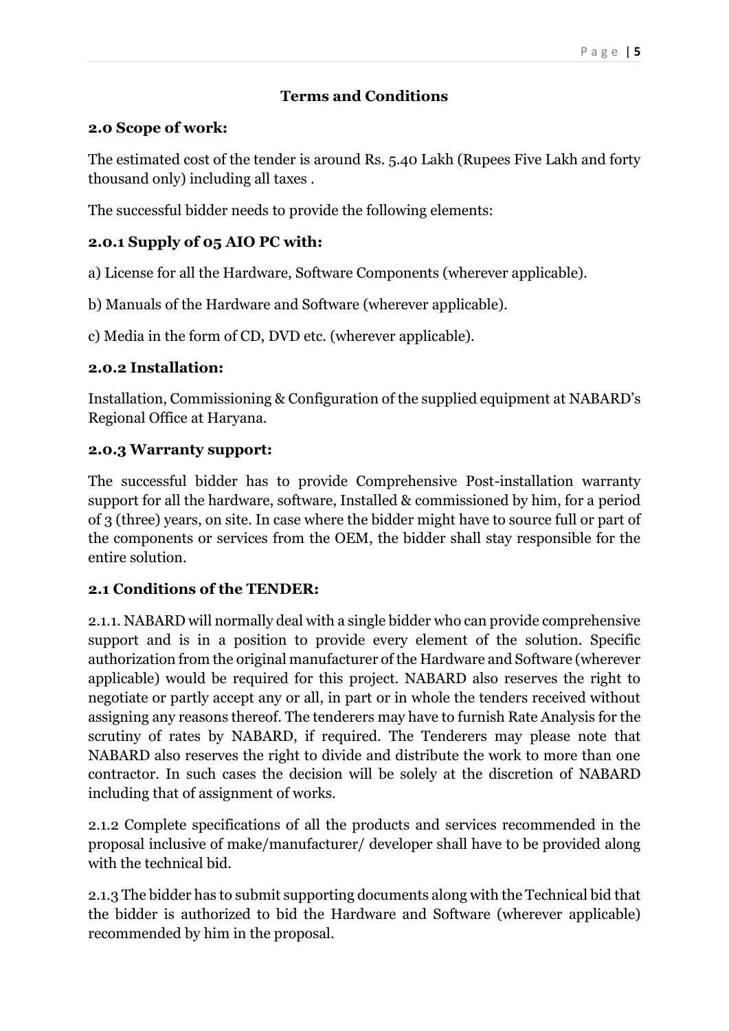## Terms and Conditions

### 2.0 Scope of work:

The estimated cost of the tender is around Rs. 5.40 Lakh (Rupees Five Lakh and forty thousand only) including all taxes .

The successful bidder needs to provide the following elements:

### 2.0.1 Supply of 05 AIO PC with:

a) License for all the Hardware, Software Components (wherever applicable).

b) Manuals of the Hardware and Software (wherever applicable).

c) Media in the form of CD, DVD etc. (wherever applicable).

### 2.0.2 Installation:

Installation, Commissioning & Configuration of the supplied equipment at NABARD's Regional Office at Haryana.

### 2.0.3 Warranty support:

The successful bidder has to provide Comprehensive Post-installation warranty support for all the hardware, software, Installed & commissioned by him, for a period of 3 (three) years, on site. In case where the bidder might have to source full or part of the components or services from the OEM, the bidder shall stay responsible for the entire solution.

### 2.1 Conditions of the TENDER:

2.1.1. NABARD will normally deal with a single bidder who can provide comprehensive support and is in a position to provide every element of the solution. Specific authorization from the original manufacturer of the Hardware and Software (wherever applicable) would be required for this project. NABARD also reserves the right to negotiate or partly accept any or all, in part or in whole the tenders received without assigning any reasons thereof. The tenderers may have to furnish Rate Analysis for the scrutiny of rates by NABARD, if required. The Tenderers may please note that NABARD also reserves the right to divide and distribute the work to more than one contractor. In such cases the decision will be solely at the discretion of NABARD including that of assignment of works.

2.1.2 Complete specifications of all the products and services recommended in the proposal inclusive of make/manufacturer/ developer shall have to be provided along with the technical bid.

2.1.3 The bidder has to submit supporting documents along with the Technical bid that the bidder is authorized to bid the Hardware and Software (wherever applicable) recommended by him in the proposal.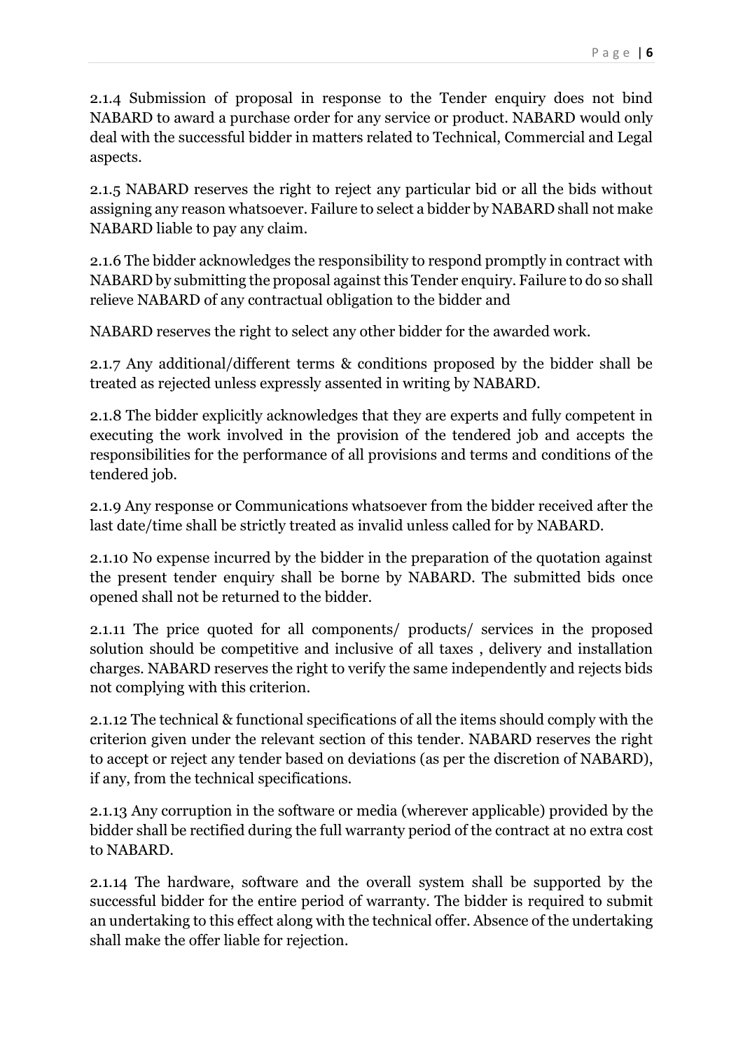2.1.4 Submission of proposal in response to the Tender enquiry does not bind NABARD to award a purchase order for any service or product. NABARD would only deal with the successful bidder in matters related to Technical, Commercial and Legal aspects.

2.1.5 NABARD reserves the right to reject any particular bid or all the bids without assigning any reason whatsoever. Failure to select a bidder by NABARD shall not make NABARD liable to pay any claim.

2.1.6 The bidder acknowledges the responsibility to respond promptly in contract with NABARD by submitting the proposal against this Tender enquiry. Failure to do so shall relieve NABARD of any contractual obligation to the bidder and

NABARD reserves the right to select any other bidder for the awarded work.

2.1.7 Any additional/different terms & conditions proposed by the bidder shall be treated as rejected unless expressly assented in writing by NABARD.

2.1.8 The bidder explicitly acknowledges that they are experts and fully competent in executing the work involved in the provision of the tendered job and accepts the responsibilities for the performance of all provisions and terms and conditions of the tendered job.

2.1.9 Any response or Communications whatsoever from the bidder received after the last date/time shall be strictly treated as invalid unless called for by NABARD.

2.1.10 No expense incurred by the bidder in the preparation of the quotation against the present tender enquiry shall be borne by NABARD. The submitted bids once opened shall not be returned to the bidder.

2.1.11 The price quoted for all components/ products/ services in the proposed solution should be competitive and inclusive of all taxes , delivery and installation charges. NABARD reserves the right to verify the same independently and rejects bids not complying with this criterion.

2.1.12 The technical & functional specifications of all the items should comply with the criterion given under the relevant section of this tender. NABARD reserves the right to accept or reject any tender based on deviations (as per the discretion of NABARD), if any, from the technical specifications.

2.1.13 Any corruption in the software or media (wherever applicable) provided by the bidder shall be rectified during the full warranty period of the contract at no extra cost to NABARD.

2.1.14 The hardware, software and the overall system shall be supported by the successful bidder for the entire period of warranty. The bidder is required to submit an undertaking to this effect along with the technical offer. Absence of the undertaking shall make the offer liable for rejection.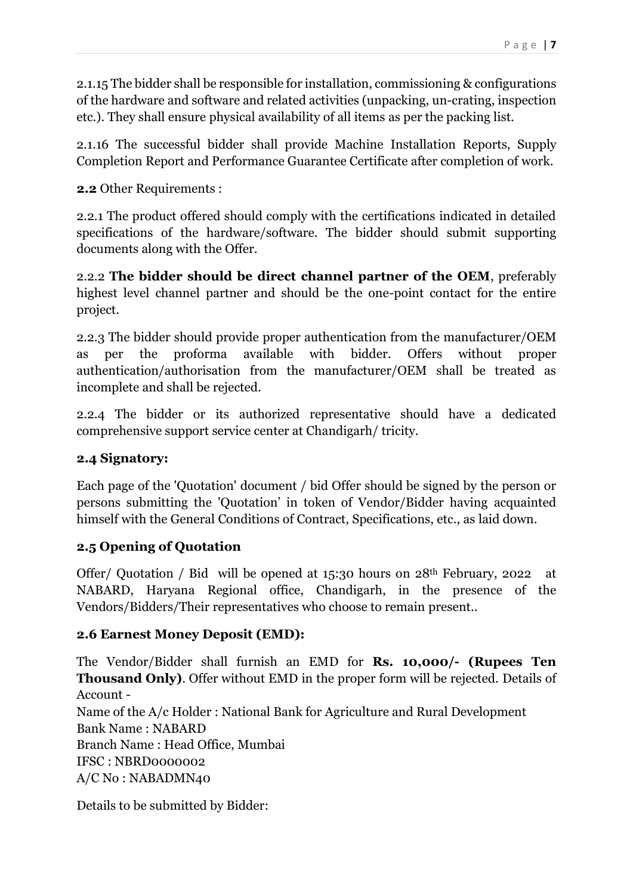2.1.15 The bidder shall be responsible for installation, commissioning & configurations of the hardware and software and related activities (unpacking, un-crating, inspection etc.). They shall ensure physical availability of all items as per the packing list.

2.1.16 The successful bidder shall provide Machine Installation Reports, Supply Completion Report and Performance Guarantee Certificate after completion of work.

**2.2** Other Requirements :

2.2.1 The product offered should comply with the certifications indicated in detailed specifications of the hardware/software. The bidder should submit supporting documents along with the Offer.

2.2.2 **The bidder should be direct channel partner of the OEM**, preferably highest level channel partner and should be the one-point contact for the entire project.

2.2.3 The bidder should provide proper authentication from the manufacturer/OEM as per the proforma available with bidder. Offers without proper authentication/authorisation from the manufacturer/OEM shall be treated as incomplete and shall be rejected.

2.2.4 The bidder or its authorized representative should have a dedicated comprehensive support service center at Chandigarh/ tricity.

### 2.4 Signatory:

Each page of the 'Quotation' document / bid Offer should be signed by the person or persons submitting the 'Quotation' in token of Vendor/Bidder having acquainted himself with the General Conditions of Contract, Specifications, etc., as laid down.

### 2.5 Opening of Quotation

Offer/ Quotation / Bid will be opened at 15:30 hours on 28th February, 2022 at NABARD, Haryana Regional office, Chandigarh, in the presence of the Vendors/Bidders/Their representatives who choose to remain present..

### 2.6 Earnest Money Deposit (EMD):

The Vendor/Bidder shall furnish an EMD for **Rs. 10,000/- (Rupees Ten Thousand Only)**. Offer without EMD in the proper form will be rejected. Details of Account -
Name of the A/c Holder : National Bank for Agriculture and Rural Development
Bank Name : NABARD
Branch Name : Head Office, Mumbai
IFSC : NBRD0000002
A/C No : NABADMN40

Details to be submitted by Bidder: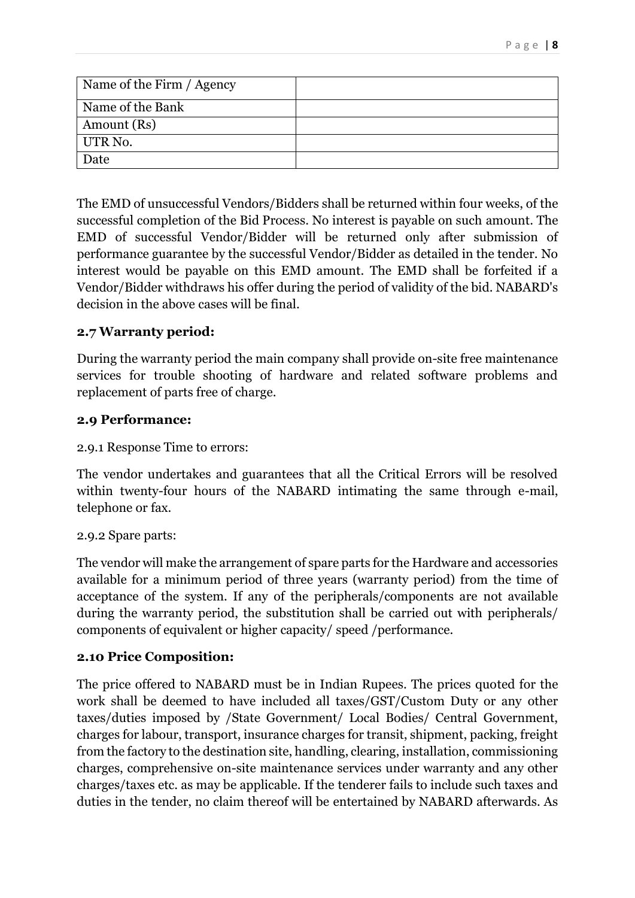| Name of the Firm / Agency | |
| --- | --- |
| Name of the Bank | |
| Amount (Rs) | |
| UTR No. | |
| Date | |

The EMD of unsuccessful Vendors/Bidders shall be returned within four weeks, of the successful completion of the Bid Process. No interest is payable on such amount. The EMD of successful Vendor/Bidder will be returned only after submission of performance guarantee by the successful Vendor/Bidder as detailed in the tender. No interest would be payable on this EMD amount. The EMD shall be forfeited if a Vendor/Bidder withdraws his offer during the period of validity of the bid. NABARD's decision in the above cases will be final.

### 2.7 Warranty period:

During the warranty period the main company shall provide on-site free maintenance services for trouble shooting of hardware and related software problems and replacement of parts free of charge.

### 2.9 Performance:

2.9.1 Response Time to errors:

The vendor undertakes and guarantees that all the Critical Errors will be resolved within twenty-four hours of the NABARD intimating the same through e-mail, telephone or fax.

2.9.2 Spare parts:

The vendor will make the arrangement of spare parts for the Hardware and accessories available for a minimum period of three years (warranty period) from the time of acceptance of the system. If any of the peripherals/components are not available during the warranty period, the substitution shall be carried out with peripherals/ components of equivalent or higher capacity/ speed /performance.

### 2.10 Price Composition:

The price offered to NABARD must be in Indian Rupees. The prices quoted for the work shall be deemed to have included all taxes/GST/Custom Duty or any other taxes/duties imposed by /State Government/ Local Bodies/ Central Government, charges for labour, transport, insurance charges for transit, shipment, packing, freight from the factory to the destination site, handling, clearing, installation, commissioning charges, comprehensive on-site maintenance services under warranty and any other charges/taxes etc. as may be applicable. If the tenderer fails to include such taxes and duties in the tender, no claim thereof will be entertained by NABARD afterwards. As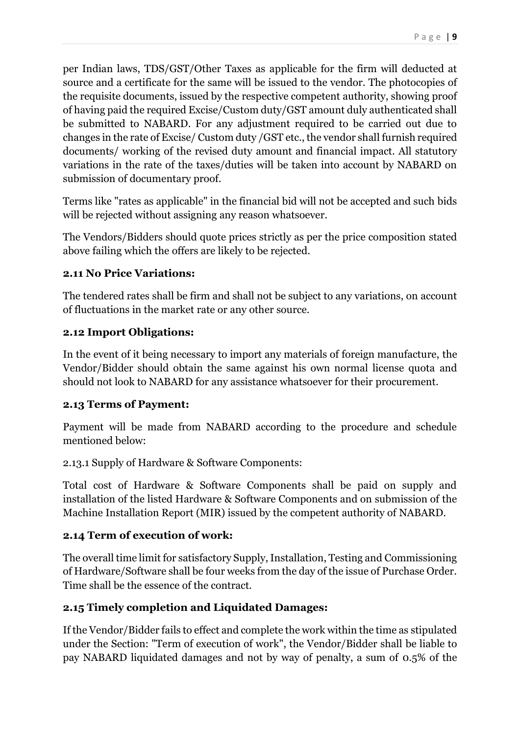per Indian laws, TDS/GST/Other Taxes as applicable for the firm will deducted at source and a certificate for the same will be issued to the vendor. The photocopies of the requisite documents, issued by the respective competent authority, showing proof of having paid the required Excise/Custom duty/GST amount duly authenticated shall be submitted to NABARD. For any adjustment required to be carried out due to changes in the rate of Excise/ Custom duty /GST etc., the vendor shall furnish required documents/ working of the revised duty amount and financial impact. All statutory variations in the rate of the taxes/duties will be taken into account by NABARD on submission of documentary proof.

Terms like "rates as applicable" in the financial bid will not be accepted and such bids will be rejected without assigning any reason whatsoever.

The Vendors/Bidders should quote prices strictly as per the price composition stated above failing which the offers are likely to be rejected.

### 2.11 No Price Variations:

The tendered rates shall be firm and shall not be subject to any variations, on account of fluctuations in the market rate or any other source.

### 2.12 Import Obligations:

In the event of it being necessary to import any materials of foreign manufacture, the Vendor/Bidder should obtain the same against his own normal license quota and should not look to NABARD for any assistance whatsoever for their procurement.

### 2.13 Terms of Payment:

Payment will be made from NABARD according to the procedure and schedule mentioned below:

2.13.1 Supply of Hardware & Software Components:

Total cost of Hardware & Software Components shall be paid on supply and installation of the listed Hardware & Software Components and on submission of the Machine Installation Report (MIR) issued by the competent authority of NABARD.

### 2.14 Term of execution of work:

The overall time limit for satisfactory Supply, Installation, Testing and Commissioning of Hardware/Software shall be four weeks from the day of the issue of Purchase Order. Time shall be the essence of the contract.

### 2.15 Timely completion and Liquidated Damages:

If the Vendor/Bidder fails to effect and complete the work within the time as stipulated under the Section: "Term of execution of work", the Vendor/Bidder shall be liable to pay NABARD liquidated damages and not by way of penalty, a sum of 0.5% of the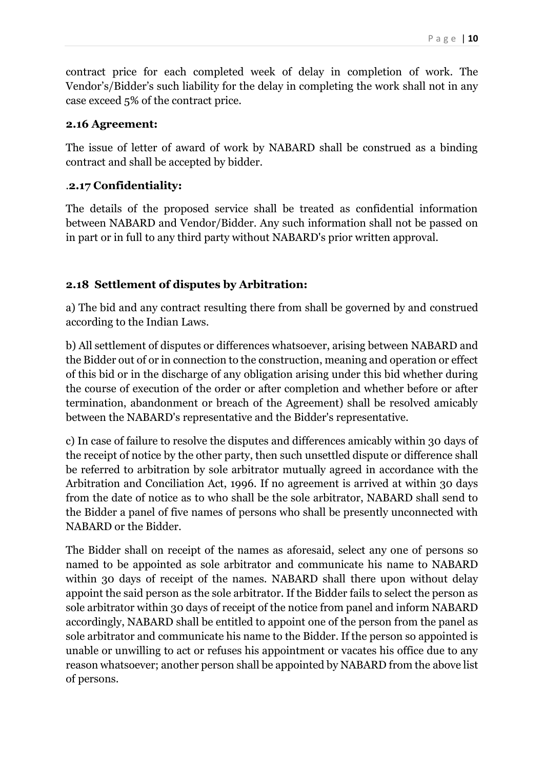contract price for each completed week of delay in completion of work. The Vendor's/Bidder's such liability for the delay in completing the work shall not in any case exceed 5% of the contract price.

**2.16 Agreement:**

The issue of letter of award of work by NABARD shall be construed as a binding contract and shall be accepted by bidder.

.**2.17 Confidentiality:**

The details of the proposed service shall be treated as confidential information between NABARD and Vendor/Bidder. Any such information shall not be passed on in part or in full to any third party without NABARD's prior written approval.

**2.18 Settlement of disputes by Arbitration:**

a) The bid and any contract resulting there from shall be governed by and construed according to the Indian Laws.

b) All settlement of disputes or differences whatsoever, arising between NABARD and the Bidder out of or in connection to the construction, meaning and operation or effect of this bid or in the discharge of any obligation arising under this bid whether during the course of execution of the order or after completion and whether before or after termination, abandonment or breach of the Agreement) shall be resolved amicably between the NABARD's representative and the Bidder's representative.

c) In case of failure to resolve the disputes and differences amicably within 30 days of the receipt of notice by the other party, then such unsettled dispute or difference shall be referred to arbitration by sole arbitrator mutually agreed in accordance with the Arbitration and Conciliation Act, 1996. If no agreement is arrived at within 30 days from the date of notice as to who shall be the sole arbitrator, NABARD shall send to the Bidder a panel of five names of persons who shall be presently unconnected with NABARD or the Bidder.

The Bidder shall on receipt of the names as aforesaid, select any one of persons so named to be appointed as sole arbitrator and communicate his name to NABARD within 30 days of receipt of the names. NABARD shall there upon without delay appoint the said person as the sole arbitrator. If the Bidder fails to select the person as sole arbitrator within 30 days of receipt of the notice from panel and inform NABARD accordingly, NABARD shall be entitled to appoint one of the person from the panel as sole arbitrator and communicate his name to the Bidder. If the person so appointed is unable or unwilling to act or refuses his appointment or vacates his office due to any reason whatsoever; another person shall be appointed by NABARD from the above list of persons.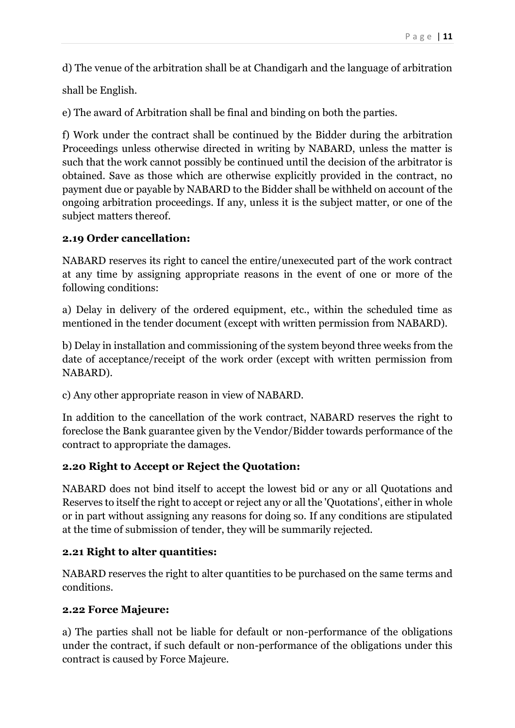d) The venue of the arbitration shall be at Chandigarh and the language of arbitration shall be English.

e) The award of Arbitration shall be final and binding on both the parties.

f) Work under the contract shall be continued by the Bidder during the arbitration Proceedings unless otherwise directed in writing by NABARD, unless the matter is such that the work cannot possibly be continued until the decision of the arbitrator is obtained. Save as those which are otherwise explicitly provided in the contract, no payment due or payable by NABARD to the Bidder shall be withheld on account of the ongoing arbitration proceedings. If any, unless it is the subject matter, or one of the subject matters thereof.

### 2.19 Order cancellation:

NABARD reserves its right to cancel the entire/unexecuted part of the work contract at any time by assigning appropriate reasons in the event of one or more of the following conditions:

a) Delay in delivery of the ordered equipment, etc., within the scheduled time as mentioned in the tender document (except with written permission from NABARD).

b) Delay in installation and commissioning of the system beyond three weeks from the date of acceptance/receipt of the work order (except with written permission from NABARD).

c) Any other appropriate reason in view of NABARD.

In addition to the cancellation of the work contract, NABARD reserves the right to foreclose the Bank guarantee given by the Vendor/Bidder towards performance of the contract to appropriate the damages.

### 2.20 Right to Accept or Reject the Quotation:

NABARD does not bind itself to accept the lowest bid or any or all Quotations and Reserves to itself the right to accept or reject any or all the 'Quotations', either in whole or in part without assigning any reasons for doing so. If any conditions are stipulated at the time of submission of tender, they will be summarily rejected.

### 2.21 Right to alter quantities:

NABARD reserves the right to alter quantities to be purchased on the same terms and conditions.

### 2.22 Force Majeure:

a) The parties shall not be liable for default or non-performance of the obligations under the contract, if such default or non-performance of the obligations under this contract is caused by Force Majeure.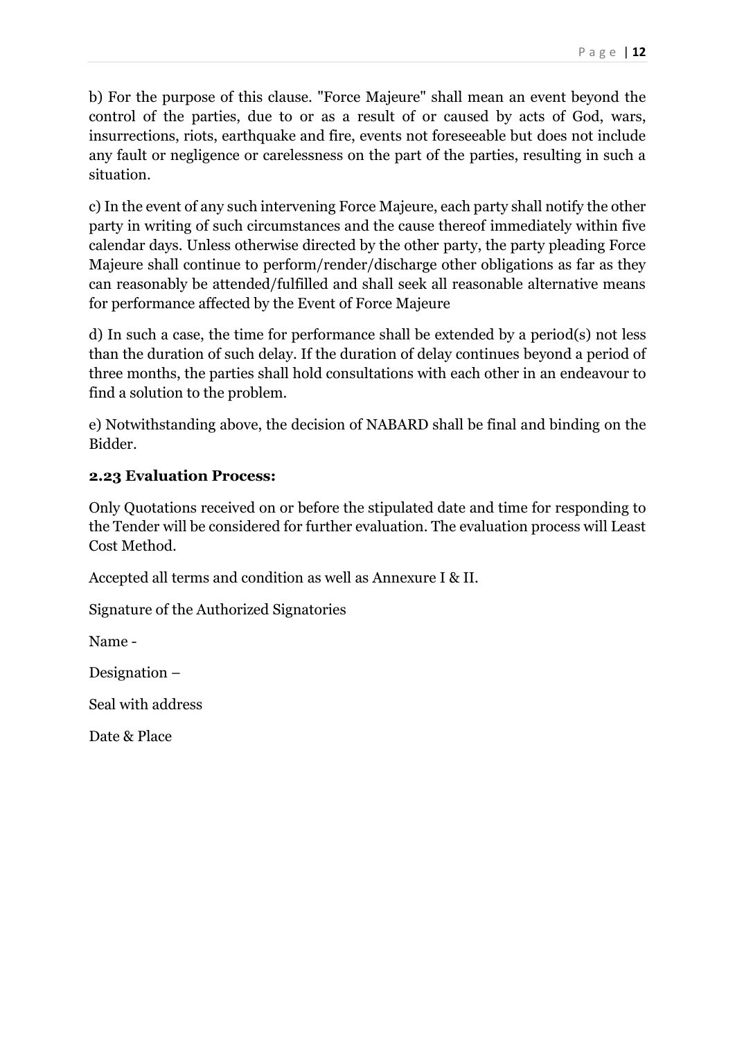b) For the purpose of this clause. "Force Majeure" shall mean an event beyond the control of the parties, due to or as a result of or caused by acts of God, wars, insurrections, riots, earthquake and fire, events not foreseeable but does not include any fault or negligence or carelessness on the part of the parties, resulting in such a situation.

c) In the event of any such intervening Force Majeure, each party shall notify the other party in writing of such circumstances and the cause thereof immediately within five calendar days. Unless otherwise directed by the other party, the party pleading Force Majeure shall continue to perform/render/discharge other obligations as far as they can reasonably be attended/fulfilled and shall seek all reasonable alternative means for performance affected by the Event of Force Majeure

d) In such a case, the time for performance shall be extended by a period(s) not less than the duration of such delay. If the duration of delay continues beyond a period of three months, the parties shall hold consultations with each other in an endeavour to find a solution to the problem.

e) Notwithstanding above, the decision of NABARD shall be final and binding on the Bidder.

### 2.23 Evaluation Process:

Only Quotations received on or before the stipulated date and time for responding to the Tender will be considered for further evaluation. The evaluation process will Least Cost Method.

Accepted all terms and condition as well as Annexure I & II.

Signature of the Authorized Signatories

Name -

Designation –

Seal with address

Date & Place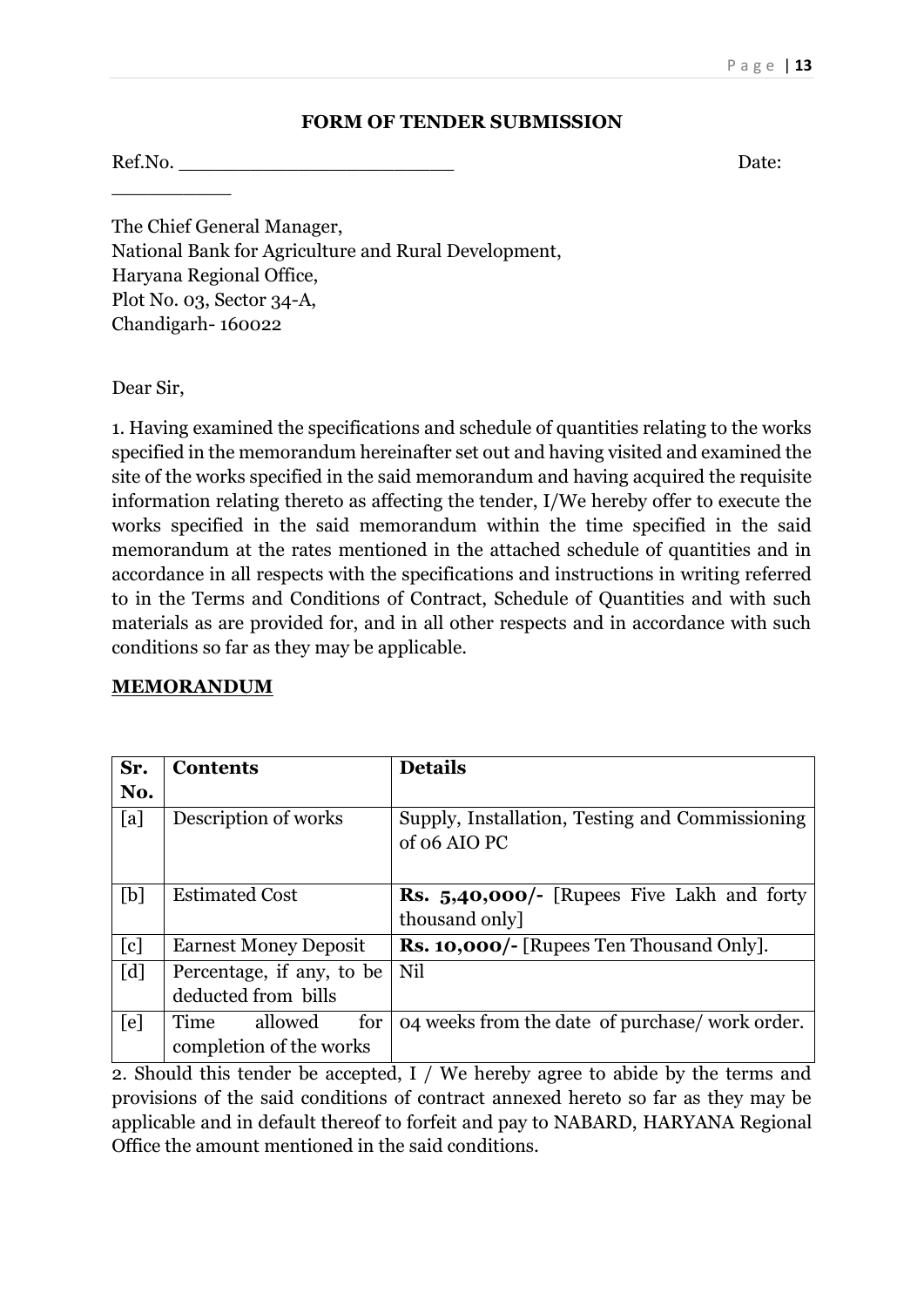## FORM OF TENDER SUBMISSION

Ref.No. ________________________ Date: __________

The Chief General Manager,
National Bank for Agriculture and Rural Development,
Haryana Regional Office,
Plot No. 03, Sector 34-A,
Chandigarh- 160022

Dear Sir,

1. Having examined the specifications and schedule of quantities relating to the works specified in the memorandum hereinafter set out and having visited and examined the site of the works specified in the said memorandum and having acquired the requisite information relating thereto as affecting the tender, I/We hereby offer to execute the works specified in the said memorandum within the time specified in the said memorandum at the rates mentioned in the attached schedule of quantities and in accordance in all respects with the specifications and instructions in writing referred to in the Terms and Conditions of Contract, Schedule of Quantities and with such materials as are provided for, and in all other respects and in accordance with such conditions so far as they may be applicable.

**MEMORANDUM**

| Sr. No. | Contents | Details |
|---|---|---|
| [a] | Description of works | Supply, Installation, Testing and Commissioning of 06 AIO PC |
| [b] | Estimated Cost | **Rs. 5,40,000/-** [Rupees Five Lakh and forty thousand only] |
| [c] | Earnest Money Deposit | **Rs. 10,000/-** [Rupees Ten Thousand Only]. |
| [d] | Percentage, if any, to be deducted from bills | Nil |
| [e] | Time allowed for completion of the works | 04 weeks from the date of purchase/ work order. |

2. Should this tender be accepted, I / We hereby agree to abide by the terms and provisions of the said conditions of contract annexed hereto so far as they may be applicable and in default thereof to forfeit and pay to NABARD, HARYANA Regional Office the amount mentioned in the said conditions.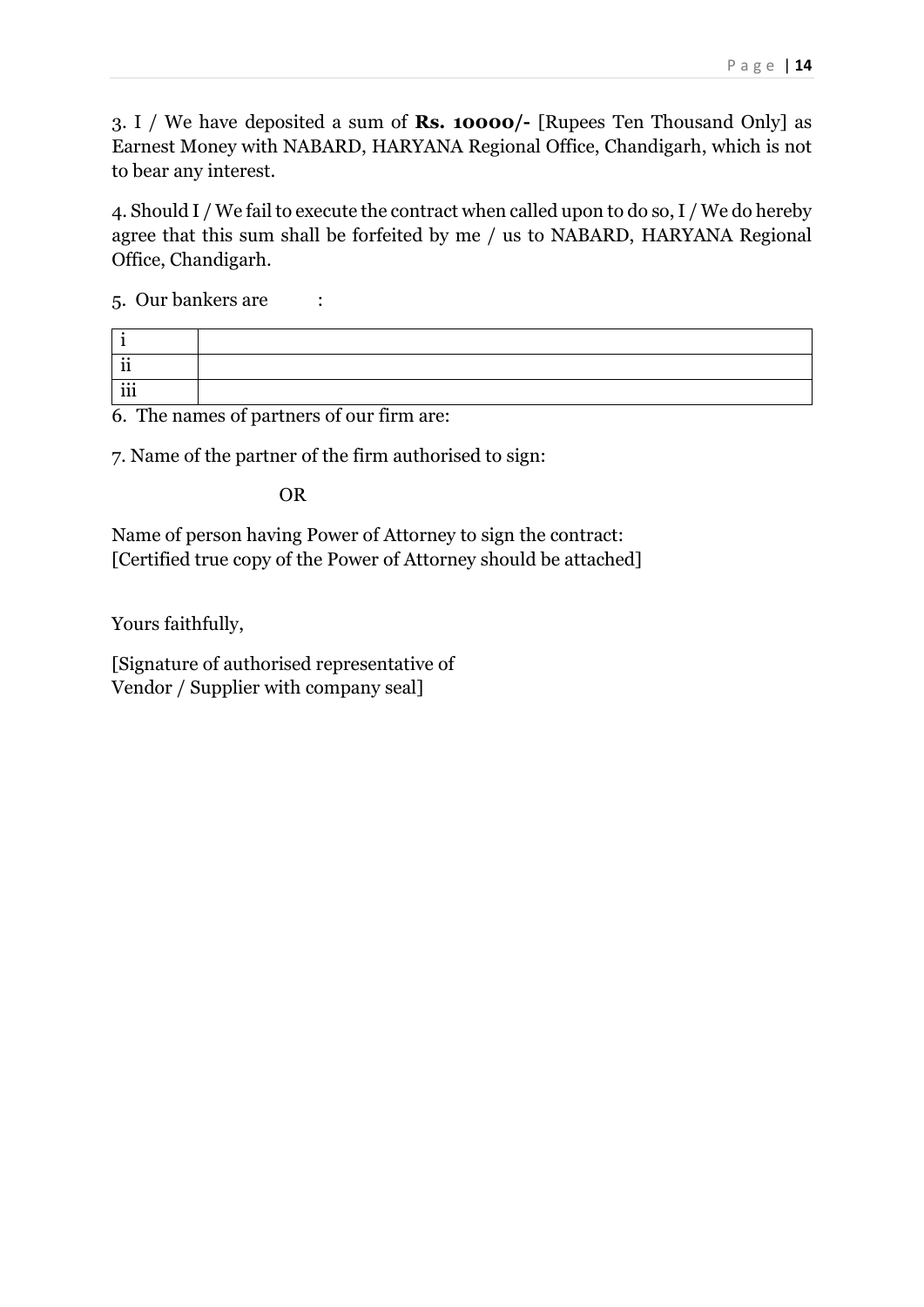3. I / We have deposited a sum of **Rs. 10000/-** [Rupees Ten Thousand Only] as Earnest Money with NABARD, HARYANA Regional Office, Chandigarh, which is not to bear any interest.

4. Should I / We fail to execute the contract when called upon to do so, I / We do hereby agree that this sum shall be forfeited by me / us to NABARD, HARYANA Regional Office, Chandigarh.

5. Our bankers are :

| | |
|---|---|
| i | |
| ii | |
| iii | |

6. The names of partners of our firm are:

7. Name of the partner of the firm authorised to sign:

OR

Name of person having Power of Attorney to sign the contract:
[Certified true copy of the Power of Attorney should be attached]

Yours faithfully,

[Signature of authorised representative of
Vendor / Supplier with company seal]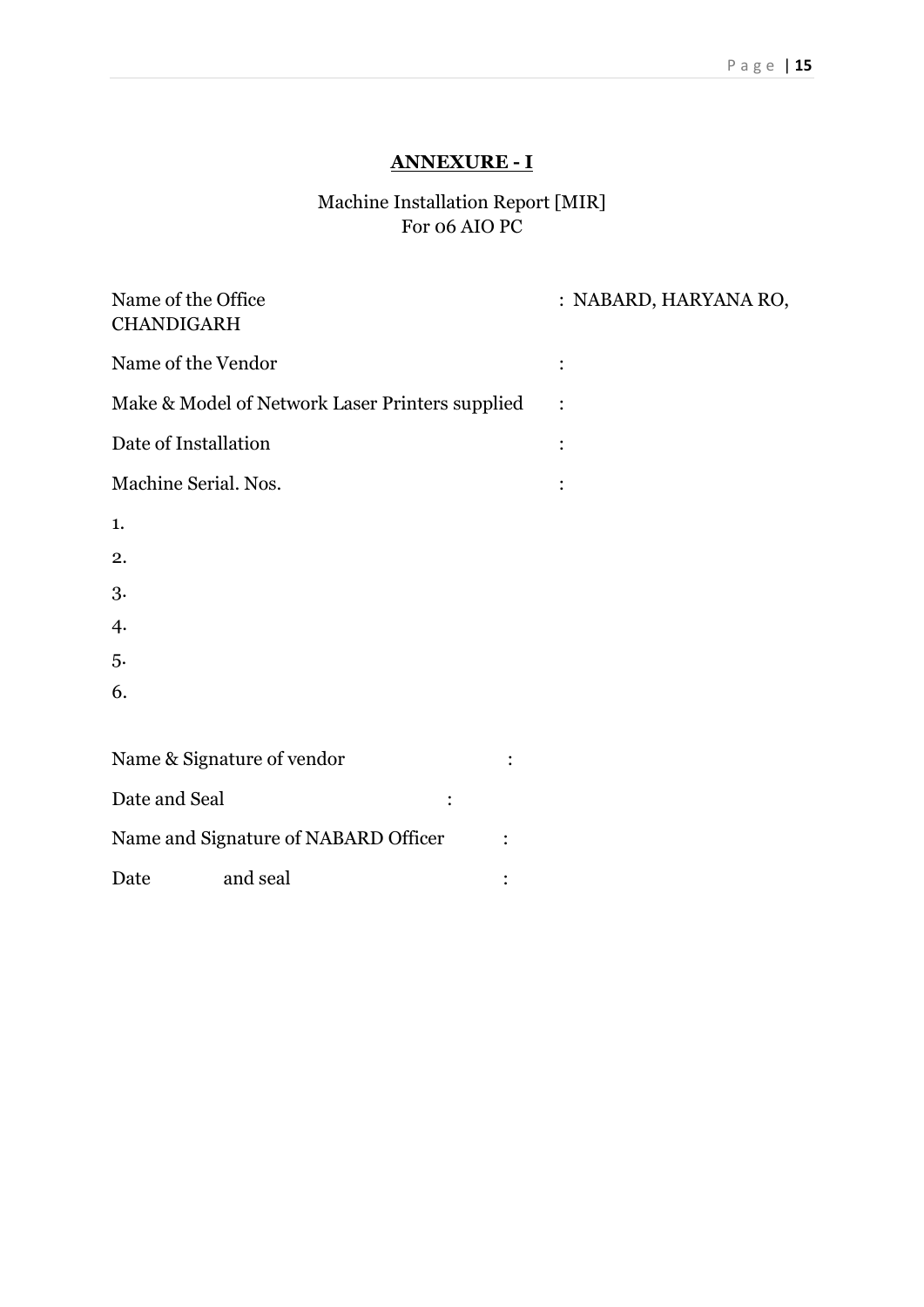# ANNEXURE - I

Machine Installation Report [MIR]
For 06 AIO PC

Name of the Office : NABARD, HARYANA RO, CHANDIGARH

Name of the Vendor :

Make & Model of Network Laser Printers supplied :

Date of Installation :

Machine Serial. Nos. :

1.
2.
3.
4.
5.
6.

Name & Signature of vendor :

Date and Seal :

Name and Signature of NABARD Officer :

Date and seal :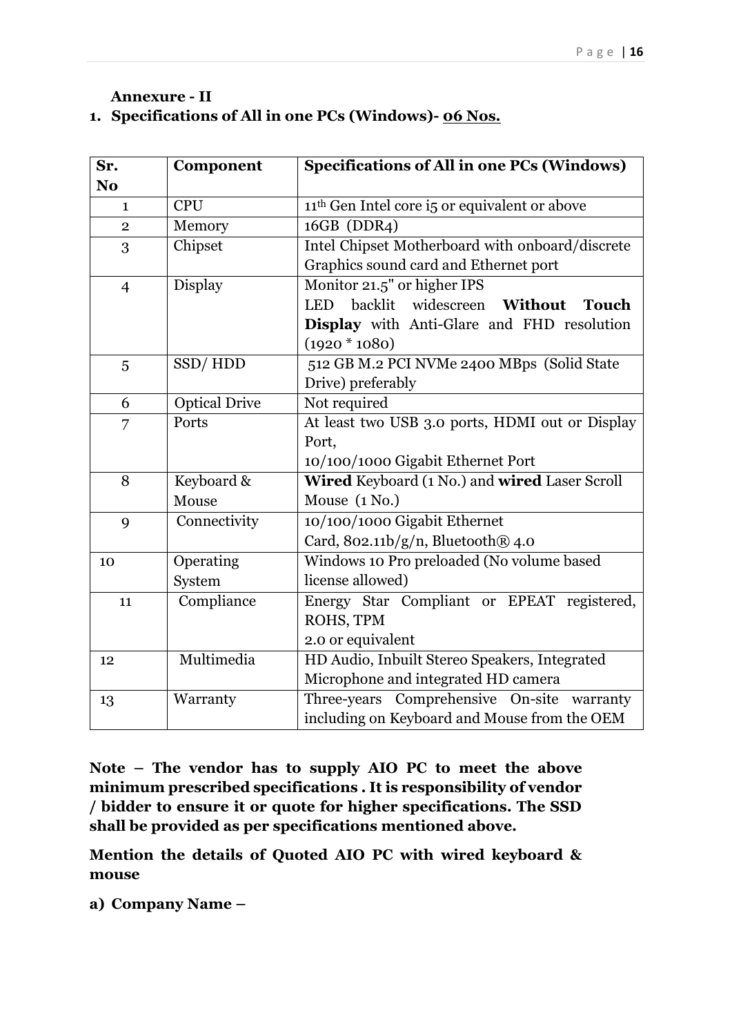**Annexure - II**

1. **Specifications of All in one PCs (Windows)- <u>06 Nos.</u>**

| Sr. No | Component | Specifications of All in one PCs (Windows) |
|---|---|---|
| 1 | CPU | 11th Gen Intel core i5 or equivalent or above |
| 2 | Memory | 16GB (DDR4) |
| 3 | Chipset | Intel Chipset Motherboard with onboard/discrete Graphics sound card and Ethernet port |
| 4 | Display | Monitor 21.5" or higher IPS LED backlit widescreen **Without Touch Display** with Anti-Glare and FHD resolution (1920 * 1080) |
| 5 | SSD/ HDD | 512 GB M.2 PCI NVMe 2400 MBps (Solid State Drive) preferably |
| 6 | Optical Drive | Not required |
| 7 | Ports | At least two USB 3.0 ports, HDMI out or Display Port, 10/100/1000 Gigabit Ethernet Port |
| 8 | Keyboard & Mouse | **Wired** Keyboard (1 No.) and **wired** Laser Scroll Mouse (1 No.) |
| 9 | Connectivity | 10/100/1000 Gigabit Ethernet Card, 802.11b/g/n, Bluetooth® 4.0 |
| 10 | Operating System | Windows 10 Pro preloaded (No volume based license allowed) |
| 11 | Compliance | Energy Star Compliant or EPEAT registered, ROHS, TPM 2.0 or equivalent |
| 12 | Multimedia | HD Audio, Inbuilt Stereo Speakers, Integrated Microphone and integrated HD camera |
| 13 | Warranty | Three-years Comprehensive On-site warranty including on Keyboard and Mouse from the OEM |

**Note – The vendor has to supply AIO PC to meet the above minimum prescribed specifications . It is responsibility of vendor / bidder to ensure it or quote for higher specifications. The SSD shall be provided as per specifications mentioned above.**

**Mention the details of Quoted AIO PC with wired keyboard & mouse**

**a) Company Name –**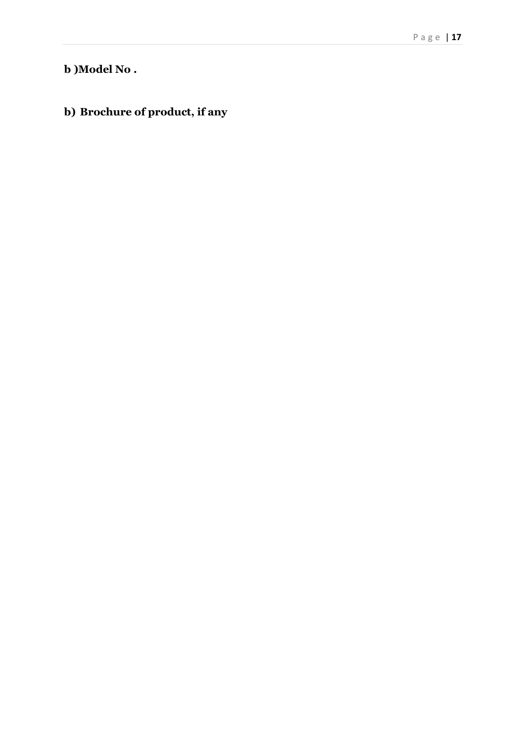**b )Model No .**

**b) Brochure of product, if any**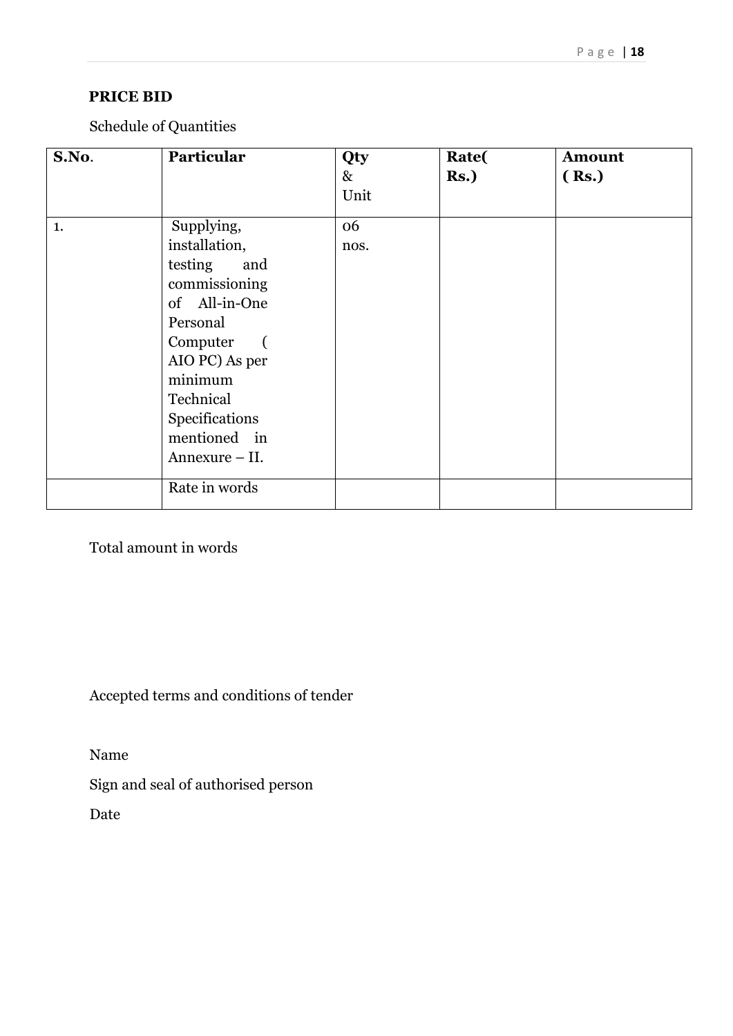**PRICE BID**

Schedule of Quantities

| S.No. | Particular | Qty & Unit | Rate( Rs.) | Amount ( Rs.) |
| --- | --- | --- | --- | --- |
| 1. | Supplying, installation, testing and commissioning of All-in-One Personal Computer ( AIO PC) As per minimum Technical Specifications mentioned in Annexure – II. | 06 nos. | | |
| | Rate in words | | | |

Total amount in words

Accepted terms and conditions of tender

Name

Sign and seal of authorised person

Date